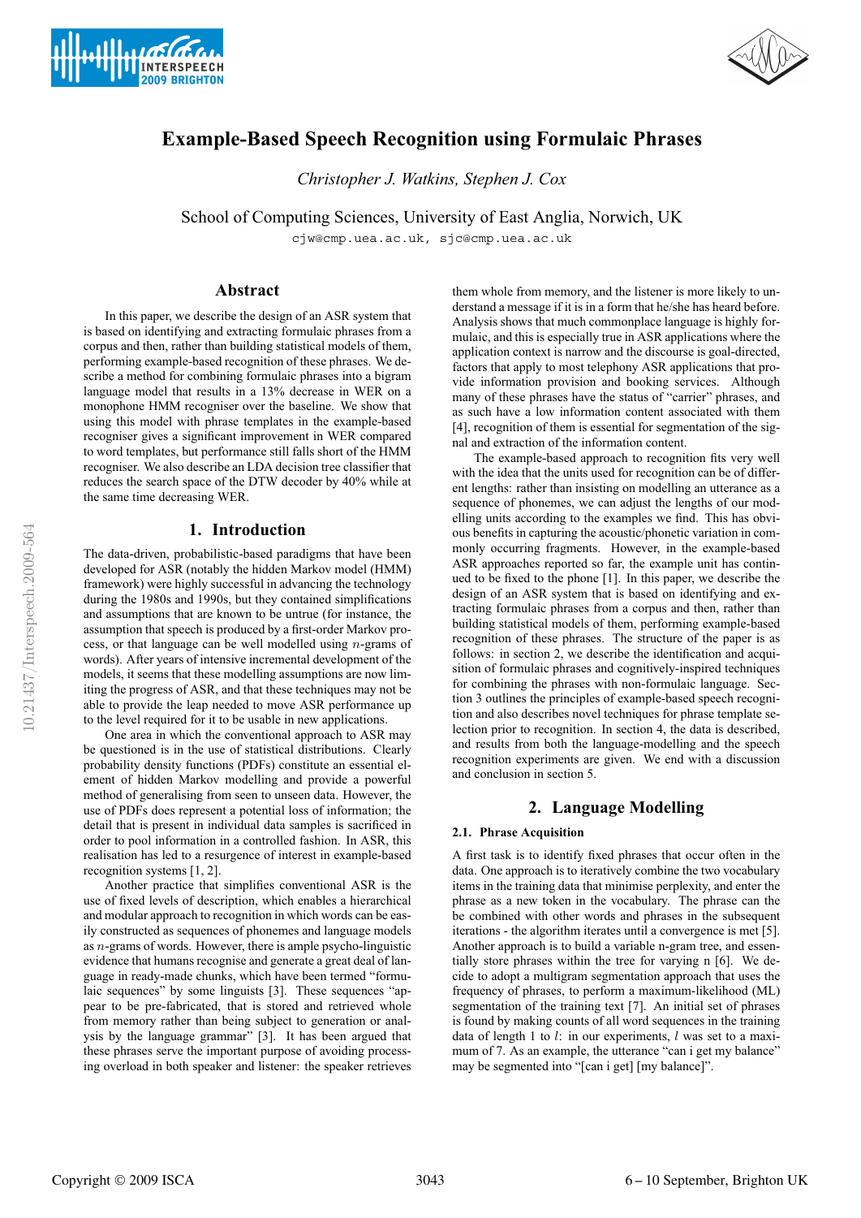# Example-Based Speech Recognition using Formulaic Phrases

*Christopher J. Watkins, Stephen J. Cox*

School of Computing Sciences, University of East Anglia, Norwich, UK

cjw@cmp.uea.ac.uk, sjc@cmp.uea.ac.uk

## Abstract

In this paper, we describe the design of an ASR system that is based on identifying and extracting formulaic phrases from a corpus and then, rather than building statistical models of them, performing example-based recognition of these phrases. We describe a method for combining formulaic phrases into a bigram language model that results in a 13% decrease in WER on a monophone HMM recogniser over the baseline. We show that using this model with phrase templates in the example-based recogniser gives a significant improvement in WER compared to word templates, but performance still falls short of the HMM recogniser. We also describe an LDA decision tree classifier that reduces the search space of the DTW decoder by 40% while at the same time decreasing WER.

## 1. Introduction

The data-driven, probabilistic-based paradigms that have been developed for ASR (notably the hidden Markov model (HMM) framework) were highly successful in advancing the technology during the 1980s and 1990s, but they contained simplifications and assumptions that are known to be untrue (for instance, the assumption that speech is produced by a first-order Markov process, or that language can be well modelled using $n$-grams of words). After years of intensive incremental development of the models, it seems that these modelling assumptions are now limiting the progress of ASR, and that these techniques may not be able to provide the leap needed to move ASR performance up to the level required for it to be usable in new applications.

One area in which the conventional approach to ASR may be questioned is in the use of statistical distributions. Clearly probability density functions (PDFs) constitute an essential element of hidden Markov modelling and provide a powerful method of generalising from seen to unseen data. However, the use of PDFs does represent a potential loss of information; the detail that is present in individual data samples is sacrificed in order to pool information in a controlled fashion. In ASR, this realisation has led to a resurgence of interest in example-based recognition systems [1, 2].

Another practice that simplifies conventional ASR is the use of fixed levels of description, which enables a hierarchical and modular approach to recognition in which words can be easily constructed as sequences of phonemes and language models as $n$-grams of words. However, there is ample psycho-linguistic evidence that humans recognise and generate a great deal of language in ready-made chunks, which have been termed "formulaic sequences" by some linguists [3]. These sequences "appear to be pre-fabricated, that is stored and retrieved whole from memory rather than being subject to generation or analysis by the language grammar" [3]. It has been argued that these phrases serve the important purpose of avoiding processing overload in both speaker and listener: the speaker retrieves them whole from memory, and the listener is more likely to understand a message if it is in a form that he/she has heard before. Analysis shows that much commonplace language is highly formulaic, and this is especially true in ASR applications where the application context is narrow and the discourse is goal-directed, factors that apply to most telephony ASR applications that provide information provision and booking services. Although many of these phrases have the status of "carrier" phrases, and as such have a low information content associated with them [4], recognition of them is essential for segmentation of the signal and extraction of the information content.

The example-based approach to recognition fits very well with the idea that the units used for recognition can be of different lengths: rather than insisting on modelling an utterance as a sequence of phonemes, we can adjust the lengths of our modelling units according to the examples we find. This has obvious benefits in capturing the acoustic/phonetic variation in commonly occurring fragments. However, in the example-based ASR approaches reported so far, the example unit has continued to be fixed to the phone [1]. In this paper, we describe the design of an ASR system that is based on identifying and extracting formulaic phrases from a corpus and then, rather than building statistical models of them, performing example-based recognition of these phrases. The structure of the paper is as follows: in section 2, we describe the identification and acquisition of formulaic phrases and cognitively-inspired techniques for combining the phrases with non-formulaic language. Section 3 outlines the principles of example-based speech recognition and also describes novel techniques for phrase template selection prior to recognition. In section 4, the data is described, and results from both the language-modelling and the speech recognition experiments are given. We end with a discussion and conclusion in section 5.

## 2. Language Modelling

### 2.1. Phrase Acquisition

A first task is to identify fixed phrases that occur often in the data. One approach is to iteratively combine the two vocabulary items in the training data that minimise perplexity, and enter the phrase as a new token in the vocabulary. The phrase can the be combined with other words and phrases in the subsequent iterations - the algorithm iterates until a convergence is met [5]. Another approach is to build a variable n-gram tree, and essentially store phrases within the tree for varying n [6]. We decide to adopt a multigram segmentation approach that uses the frequency of phrases, to perform a maximum-likelihood (ML) segmentation of the training text [7]. An initial set of phrases is found by making counts of all word sequences in the training data of length 1 to $l$: in our experiments, $l$ was set to a maximum of 7. As an example, the utterance "can i get my balance" may be segmented into "[can i get] [my balance]".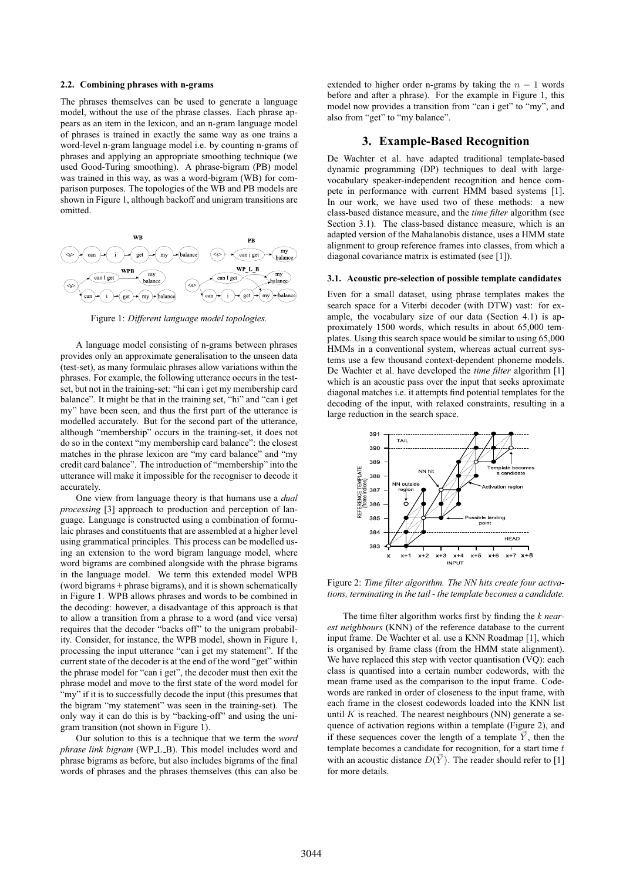### 2.2. Combining phrases with n-grams

The phrases themselves can be used to generate a language model, without the use of the phrase classes. Each phrase appears as an item in the lexicon, and an n-gram language model of phrases is trained in exactly the same way as one trains a word-level n-gram language model i.e. by counting n-grams of phrases and applying an appropriate smoothing technique (we used Good-Turing smoothing). A phrase-bigram (PB) model was trained in this way, as was a word-bigram (WB) for comparison purposes. The topologies of the WB and PB models are shown in Figure 1, although backoff and unigram transitions are omitted.

Figure 1: *Different language model topologies.*

A language model consisting of n-grams between phrases provides only an approximate generalisation to the unseen data (test-set), as many formulaic phrases allow variations within the phrases. For example, the following utterance occurs in the test-set, but not in the training-set: "hi can i get my membership card balance". It might be that in the training set, "hi" and "can i get my" have been seen, and thus the first part of the utterance is modelled accurately. But for the second part of the utterance, although "membership" occurs in the training-set, it does not do so in the context "my membership card balance": the closest matches in the phrase lexicon are "my card balance" and "my credit card balance". The introduction of "membership" into the utterance will make it impossible for the recogniser to decode it accurately.

One view from language theory is that humans use a *dual processing* [3] approach to production and perception of language. Language is constructed using a combination of formulaic phrases and constituents that are assembled at a higher level using grammatical principles. This process can be modelled using an extension to the word bigram language model, where word bigrams are combined alongside with the phrase bigrams in the language model. We term this extended model WPB (word bigrams + phrase bigrams), and it is shown schematically in Figure 1. WPB allows phrases and words to be combined in the decoding: however, a disadvantage of this approach is that to allow a transition from a phrase to a word (and vice versa) requires that the decoder "backs off" to the unigram probability. Consider, for instance, the WPB model, shown in Figure 1, processing the input utterance "can i get my statement". If the current state of the decoder is at the end of the word "get" within the phrase model for "can i get", the decoder must then exit the phrase model and move to the first state of the word model for "my" if it is to successfully decode the input (this presumes that the bigram "my statement" was seen in the training-set). The only way it can do this is by "backing-off" and using the unigram transition (not shown in Figure 1).

Our solution to this is a technique that we term the *word phrase link bigram* (WP_L_B). This model includes word and phrase bigrams as before, but also includes bigrams of the final words of phrases and the phrases themselves (this can also be extended to higher order n-grams by taking the $n-1$ words before and after a phrase). For the example in Figure 1, this model now provides a transition from "can i get" to "my", and also from "get" to "my balance".

## 3. Example-Based Recognition

De Wachter et al. have adapted traditional template-based dynamic programming (DP) techniques to deal with large-vocabulary speaker-independent recognition and hence compete in performance with current HMM based systems [1]. In our work, we have used two of these methods: a new class-based distance measure, and the *time filter* algorithm (see Section 3.1). The class-based distance measure, which is an adapted version of the Mahalanobis distance, uses a HMM state alignment to group reference frames into classes, from which a diagonal covariance matrix is estimated (see [1]).

### 3.1. Acoustic pre-selection of possible template candidates

Even for a small dataset, using phrase templates makes the search space for a Viterbi decoder (with DTW) vast: for example, the vocabulary size of our data (Section 4.1) is approximately 1500 words, which results in about 65,000 templates. Using this search space would be similar to using 65,000 HMMs in a conventional system, whereas actual current systems use a few thousand context-dependent phoneme models. De Wachter et al. have developed the *time filter* algorithm [1] which is an acoustic pass over the input that seeks aproximate diagonal matches i.e. it attempts find potential templates for the decoding of the input, with relaxed constraints, resulting in a large reduction in the search space.

Figure 2: *Time filter algorithm. The NN hits create four activations, terminating in the tail - the template becomes a candidate.*

The time filter algorithm works first by finding the *k nearest neighbours* (KNN) of the reference database to the current input frame. De Wachter et al. use a KNN Roadmap [1], which is organised by frame class (from the HMM state alignment). We have replaced this step with vector quantisation (VQ): each class is quantised into a certain number codewords, with the mean frame used as the comparison to the input frame. Codewords are ranked in order of closeness to the input frame, with each frame in the closest codewords loaded into the KNN list until $K$ is reached. The nearest neighbours (NN) generate a sequence of activation regions within a template (Figure 2), and if these sequences cover the length of a template $\vec{Y}$, then the template becomes a candidate for recognition, for a start time $t$ with an acoustic distance $D(\vec{Y})$. The reader should refer to [1] for more details.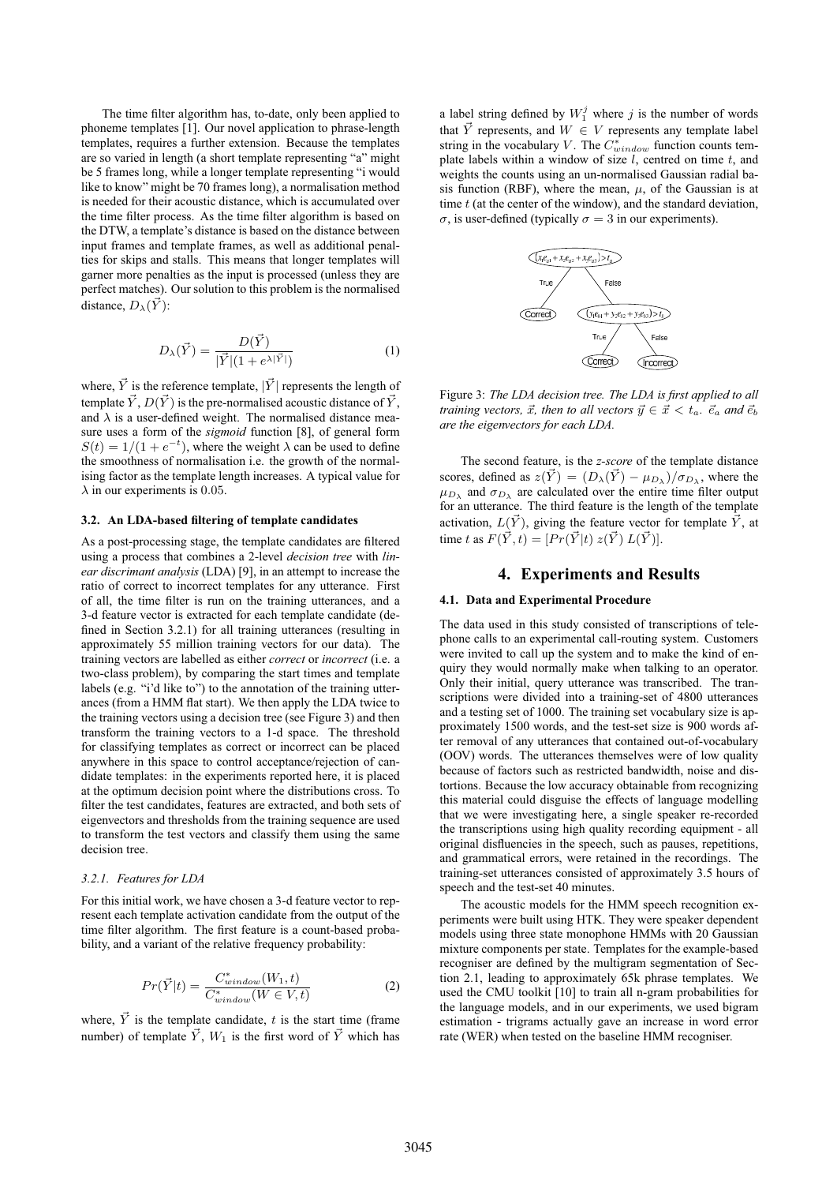The time filter algorithm has, to-date, only been applied to phoneme templates [1]. Our novel application to phrase-length templates, requires a further extension. Because the templates are so varied in length (a short template representing "a" might be 5 frames long, while a longer template representing "i would like to know" might be 70 frames long), a normalisation method is needed for their acoustic distance, which is accumulated over the time filter process. As the time filter algorithm is based on the DTW, a template's distance is based on the distance between input frames and template frames, as well as additional penalties for skips and stalls. This means that longer templates will garner more penalties as the input is processed (unless they are perfect matches). Our solution to this problem is the normalised distance, $D_\lambda(\vec{Y})$:

$$D_\lambda(\vec{Y}) = \frac{D(\vec{Y})}{|\vec{Y}|(1 + e^{\lambda|\vec{Y}|})} \tag{1}$$

where, $\vec{Y}$ is the reference template, $|\vec{Y}|$ represents the length of template $\vec{Y}$, $D(\vec{Y})$ is the pre-normalised acoustic distance of $\vec{Y}$, and $\lambda$ is a user-defined weight. The normalised distance measure uses a form of the *sigmoid* function [8], of general form $S(t) = 1/(1 + e^{-t})$, where the weight $\lambda$ can be used to define the smoothness of normalisation i.e. the growth of the normalising factor as the template length increases. A typical value for $\lambda$ in our experiments is 0.05.

### 3.2. An LDA-based filtering of template candidates

As a post-processing stage, the template candidates are filtered using a process that combines a 2-level *decision tree* with *linear discrimant analysis* (LDA) [9], in an attempt to increase the ratio of correct to incorrect templates for any utterance. First of all, the time filter is run on the training utterances, and a 3-d feature vector is extracted for each template candidate (defined in Section 3.2.1) for all training utterances (resulting in approximately 55 million training vectors for our data). The training vectors are labelled as either *correct* or *incorrect* (i.e. a two-class problem), by comparing the start times and template labels (e.g. "i'd like to") to the annotation of the training utterances (from a HMM flat start). We then apply the LDA twice to the training vectors using a decision tree (see Figure 3) and then transform the training vectors to a 1-d space. The threshold for classifying templates as correct or incorrect can be placed anywhere in this space to control acceptance/rejection of candidate templates: in the experiments reported here, it is placed at the optimum decision point where the distributions cross. To filter the test candidates, features are extracted, and both sets of eigenvectors and thresholds from the training sequence are used to transform the test vectors and classify them using the same decision tree.

#### 3.2.1. Features for LDA

For this initial work, we have chosen a 3-d feature vector to represent each template activation candidate from the output of the time filter algorithm. The first feature is a count-based probability, and a variant of the relative frequency probability:

$$Pr(\vec{Y}|t) = \frac{C^*_{window}(W_1, t)}{C^*_{window}(W \in V, t)} \tag{2}$$

where, $\vec{Y}$ is the template candidate, $t$ is the start time (frame number) of template $\vec{Y}$, $W_1$ is the first word of $\vec{Y}$ which has a label string defined by $W_1^j$ where $j$ is the number of words that $\vec{Y}$ represents, and $W \in V$ represents any template label string in the vocabulary $V$. The $C^*_{window}$ function counts template labels within a window of size $l$, centred on time $t$, and weights the counts using an un-normalised Gaussian radial basis function (RBF), where the mean, $\mu$, of the Gaussian is at time $t$ (at the center of the window), and the standard deviation, $\sigma$, is user-defined (typically $\sigma = 3$ in our experiments).

```
        (x1ea1 + x2ea2 + x3ea3) > ta
          True /        \ False
         Correct    (y1eb1 + y2eb2 + y3eb3) > tb
                      True /        \ False
                     Correct       Incorrect
```

Figure 3: *The LDA decision tree. The LDA is first applied to all training vectors, $\vec{x}$, then to all vectors $\vec{y} \in \vec{x} < t_a$. $\vec{e}_a$ and $\vec{e}_b$ are the eigenvectors for each LDA.*

The second feature, is the *z-score* of the template distance scores, defined as $z(\vec{Y}) = (D_\lambda(\vec{Y}) - \mu_{D_\lambda})/\sigma_{D_\lambda}$, where the $\mu_{D_\lambda}$ and $\sigma_{D_\lambda}$ are calculated over the entire time filter output for an utterance. The third feature is the length of the template activation, $L(\vec{Y})$, giving the feature vector for template $\vec{Y}$, at time $t$ as $F(\vec{Y}, t) = [Pr(\vec{Y}|t)\ z(\vec{Y})\ L(\vec{Y})]$.

## 4. Experiments and Results

### 4.1. Data and Experimental Procedure

The data used in this study consisted of transcriptions of telephone calls to an experimental call-routing system. Customers were invited to call up the system and to make the kind of enquiry they would normally make when talking to an operator. Only their initial, query utterance was transcribed. The transcriptions were divided into a training-set of 4800 utterances and a testing set of 1000. The training set vocabulary size is approximately 1500 words, and the test-set size is 900 words after removal of any utterances that contained out-of-vocabulary (OOV) words. The utterances themselves were of low quality because of factors such as restricted bandwidth, noise and distortions. Because the low accuracy obtainable from recognizing this material could disguise the effects of language modelling that we were investigating here, a single speaker re-recorded the transcriptions using high quality recording equipment - all original disfluencies in the speech, such as pauses, repetitions, and grammatical errors, were retained in the recordings. The training-set utterances consisted of approximately 3.5 hours of speech and the test-set 40 minutes.

The acoustic models for the HMM speech recognition experiments were built using HTK. They were speaker dependent models using three state monophone HMMs with 20 Gaussian mixture components per state. Templates for the example-based recogniser are defined by the multigram segmentation of Section 2.1, leading to approximately 65k phrase templates. We used the CMU toolkit [10] to train all n-gram probabilities for the language models, and in our experiments, we used bigram estimation - trigrams actually gave an increase in word error rate (WER) when tested on the baseline HMM recogniser.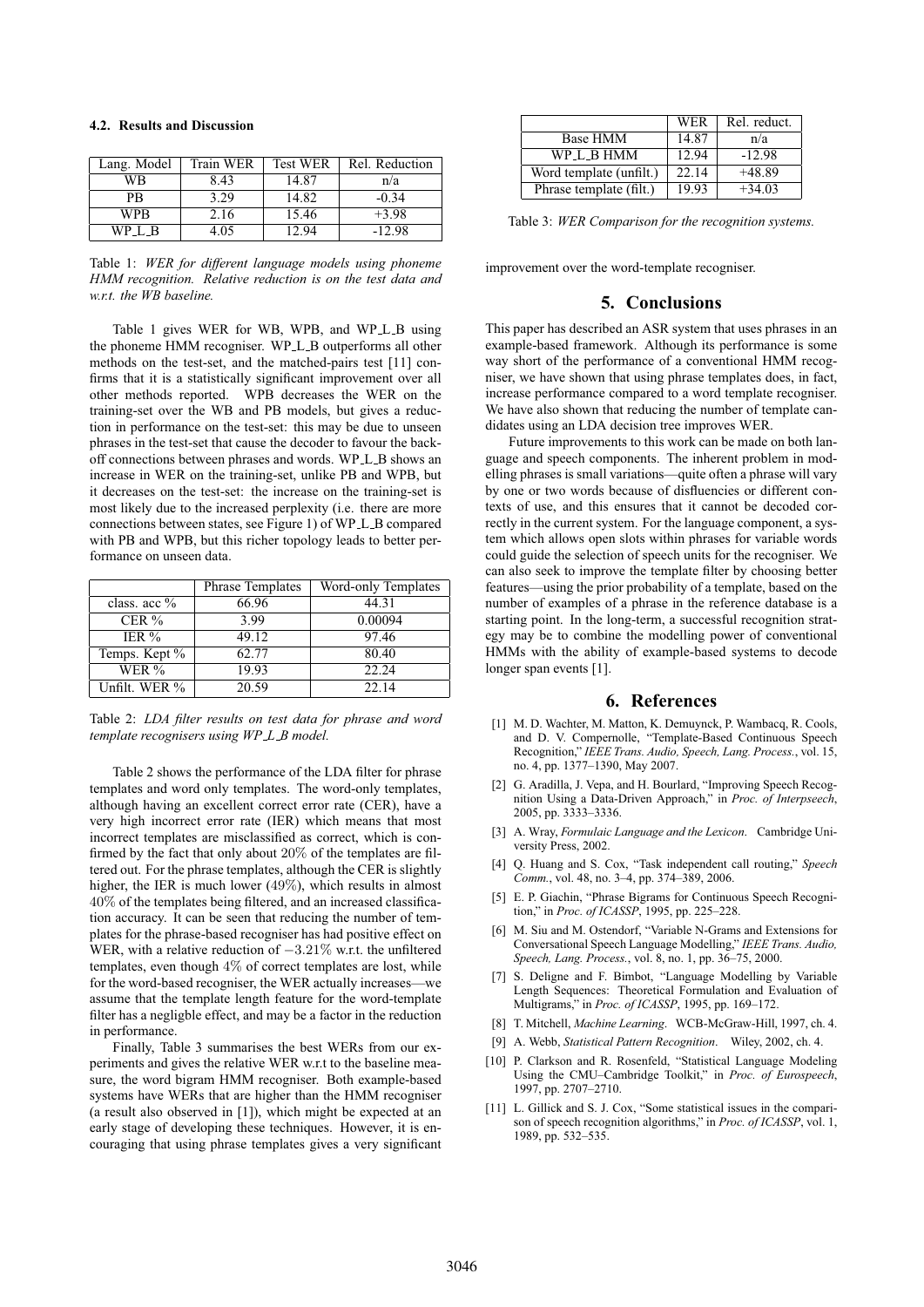### 4.2. Results and Discussion

| Lang. Model | Train WER | Test WER | Rel. Reduction |
|---|---|---|---|
| WB | 8.43 | 14.87 | n/a |
| PB | 3.29 | 14.82 | -0.34 |
| WPB | 2.16 | 15.46 | +3.98 |
| WP_L_B | 4.05 | 12.94 | -12.98 |

Table 1: *WER for different language models using phoneme HMM recognition. Relative reduction is on the test data and w.r.t. the WB baseline.*

Table 1 gives WER for WB, WPB, and WP_L_B using the phoneme HMM recogniser. WP_L_B outperforms all other methods on the test-set, and the matched-pairs test [11] confirms that it is a statistically significant improvement over all other methods reported. WPB decreases the WER on the training-set over the WB and PB models, but gives a reduction in performance on the test-set: this may be due to unseen phrases in the test-set that cause the decoder to favour the back-off connections between phrases and words. WP_L_B shows an increase in WER on the training-set, unlike PB and WPB, but it decreases on the test-set: the increase on the training-set is most likely due to the increased perplexity (i.e. there are more connections between states, see Figure 1) of WP_L_B compared with PB and WPB, but this richer topology leads to better performance on unseen data.

| | Phrase Templates | Word-only Templates |
|---|---|---|
| class. acc % | 66.96 | 44.31 |
| CER % | 3.99 | 0.00094 |
| IER % | 49.12 | 97.46 |
| Temps. Kept % | 62.77 | 80.40 |
| WER % | 19.93 | 22.24 |
| Unfilt. WER % | 20.59 | 22.14 |

Table 2: *LDA filter results on test data for phrase and word template recognisers using WP_L_B model.*

Table 2 shows the performance of the LDA filter for phrase templates and word only templates. The word-only templates, although having an excellent correct error rate (CER), have a very high incorrect error rate (IER) which means that most incorrect templates are misclassified as correct, which is confirmed by the fact that only about $20\%$ of the templates are filtered out. For the phrase templates, although the CER is slightly higher, the IER is much lower ($49\%$), which results in almost $40\%$ of the templates being filtered, and an increased classification accuracy. It can be seen that reducing the number of templates for the phrase-based recogniser has had positive effect on WER, with a relative reduction of $-3.21\%$ w.r.t. the unfiltered templates, even though $4\%$ of correct templates are lost, while for the word-based recogniser, the WER actually increases—we assume that the template length feature for the word-template filter has a negligble effect, and may be a factor in the reduction in performance.

Finally, Table 3 summarises the best WERs from our experiments and gives the relative WER w.r.t to the baseline measure, the word bigram HMM recogniser. Both example-based systems have WERs that are higher than the HMM recogniser (a result also observed in [1]), which might be expected at an early stage of developing these techniques. However, it is encouraging that using phrase templates gives a very significant improvement over the word-template recogniser.

| | WER | Rel. reduct. |
|---|---|---|
| Base HMM | 14.87 | n/a |
| WP_L_B HMM | 12.94 | -12.98 |
| Word template (unfilt.) | 22.14 | +48.89 |
| Phrase template (filt.) | 19.93 | +34.03 |

Table 3: *WER Comparison for the recognition systems.*

## 5. Conclusions

This paper has described an ASR system that uses phrases in an example-based framework. Although its performance is some way short of the performance of a conventional HMM recogniser, we have shown that using phrase templates does, in fact, increase performance compared to a word template recogniser. We have also shown that reducing the number of template candidates using an LDA decision tree improves WER.

Future improvements to this work can be made on both language and speech components. The inherent problem in modelling phrases is small variations—quite often a phrase will vary by one or two words because of disfluencies or different contexts of use, and this ensures that it cannot be decoded correctly in the current system. For the language component, a system which allows open slots within phrases for variable words could guide the selection of speech units for the recogniser. We can also seek to improve the template filter by choosing better features—using the prior probability of a template, based on the number of examples of a phrase in the reference database is a starting point. In the long-term, a successful recognition strategy may be to combine the modelling power of conventional HMMs with the ability of example-based systems to decode longer span events [1].

## 6. References

[1] M. D. Wachter, M. Matton, K. Demuynck, P. Wambacq, R. Cools, and D. V. Compernolle, "Template-Based Continuous Speech Recognition," *IEEE Trans. Audio, Speech, Lang. Process.*, vol. 15, no. 4, pp. 1377–1390, May 2007.

[2] G. Aradilla, J. Vepa, and H. Bourlard, "Improving Speech Recognition Using a Data-Driven Approach," in *Proc. of Interpseech*, 2005, pp. 3333–3336.

[3] A. Wray, *Formulaic Language and the Lexicon*. Cambridge University Press, 2002.

[4] Q. Huang and S. Cox, "Task independent call routing," *Speech Comm.*, vol. 48, no. 3–4, pp. 374–389, 2006.

[5] E. P. Giachin, "Phrase Bigrams for Continuous Speech Recognition," in *Proc. of ICASSP*, 1995, pp. 225–228.

[6] M. Siu and M. Ostendorf, "Variable N-Grams and Extensions for Conversational Speech Language Modelling," *IEEE Trans. Audio, Speech, Lang. Process.*, vol. 8, no. 1, pp. 36–75, 2000.

[7] S. Deligne and F. Bimbot, "Language Modelling by Variable Length Sequences: Theoretical Formulation and Evaluation of Multigrams," in *Proc. of ICASSP*, 1995, pp. 169–172.

[8] T. Mitchell, *Machine Learning*. WCB-McGraw-Hill, 1997, ch. 4.

[9] A. Webb, *Statistical Pattern Recognition*. Wiley, 2002, ch. 4.

[10] P. Clarkson and R. Rosenfeld, "Statistical Language Modeling Using the CMU–Cambridge Toolkit," in *Proc. of Eurospeech*, 1997, pp. 2707–2710.

[11] L. Gillick and S. J. Cox, "Some statistical issues in the comparison of speech recognition algorithms," in *Proc. of ICASSP*, vol. 1, 1989, pp. 532–535.